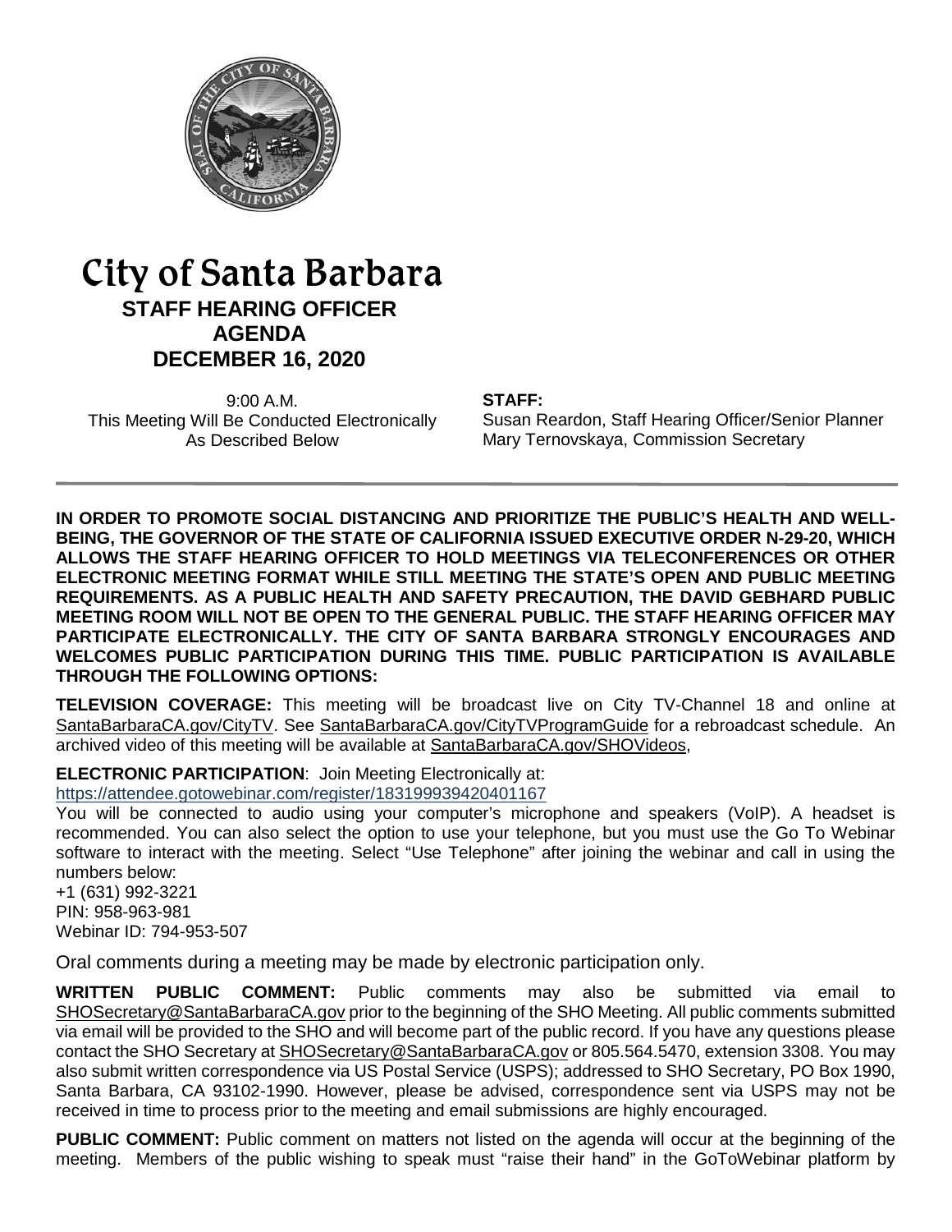# City of Santa Barbara

## STAFF HEARING OFFICER AGENDA

## DECEMBER 16, 2020

9:00 A.M.
This Meeting Will Be Conducted Electronically As Described Below

**STAFF:**
Susan Reardon, Staff Hearing Officer/Senior Planner
Mary Ternovskaya, Commission Secretary

---

**IN ORDER TO PROMOTE SOCIAL DISTANCING AND PRIORITIZE THE PUBLIC'S HEALTH AND WELL-BEING, THE GOVERNOR OF THE STATE OF CALIFORNIA ISSUED EXECUTIVE ORDER N-29-20, WHICH ALLOWS THE STAFF HEARING OFFICER TO HOLD MEETINGS VIA TELECONFERENCES OR OTHER ELECTRONIC MEETING FORMAT WHILE STILL MEETING THE STATE'S OPEN AND PUBLIC MEETING REQUIREMENTS. AS A PUBLIC HEALTH AND SAFETY PRECAUTION, THE DAVID GEBHARD PUBLIC MEETING ROOM WILL NOT BE OPEN TO THE GENERAL PUBLIC. THE STAFF HEARING OFFICER MAY PARTICIPATE ELECTRONICALLY. THE CITY OF SANTA BARBARA STRONGLY ENCOURAGES AND WELCOMES PUBLIC PARTICIPATION DURING THIS TIME. PUBLIC PARTICIPATION IS AVAILABLE THROUGH THE FOLLOWING OPTIONS:**

**TELEVISION COVERAGE:** This meeting will be broadcast live on City TV-Channel 18 and online at SantaBarbaraCA.gov/CityTV. See SantaBarbaraCA.gov/CityTVProgramGuide for a rebroadcast schedule. An archived video of this meeting will be available at SantaBarbaraCA.gov/SHOVideos,

**ELECTRONIC PARTICIPATION**: Join Meeting Electronically at:
https://attendee.gotowebinar.com/register/1831999394204011 67

You will be connected to audio using your computer's microphone and speakers (VoIP). A headset is recommended. You can also select the option to use your telephone, but you must use the Go To Webinar software to interact with the meeting. Select "Use Telephone" after joining the webinar and call in using the numbers below:
+1 (631) 992-3221
PIN: 958-963-981
Webinar ID: 794-953-507

Oral comments during a meeting may be made by electronic participation only.

**WRITTEN PUBLIC COMMENT:** Public comments may also be submitted via email to SHOSecretary@SantaBarbaraCA.gov prior to the beginning of the SHO Meeting. All public comments submitted via email will be provided to the SHO and will become part of the public record. If you have any questions please contact the SHO Secretary at SHOSecretary@SantaBarbaraCA.gov or 805.564.5470, extension 3308. You may also submit written correspondence via US Postal Service (USPS); addressed to SHO Secretary, PO Box 1990, Santa Barbara, CA 93102-1990. However, please be advised, correspondence sent via USPS may not be received in time to process prior to the meeting and email submissions are highly encouraged.

**PUBLIC COMMENT:** Public comment on matters not listed on the agenda will occur at the beginning of the meeting. Members of the public wishing to speak must "raise their hand" in the GoToWebinar platform by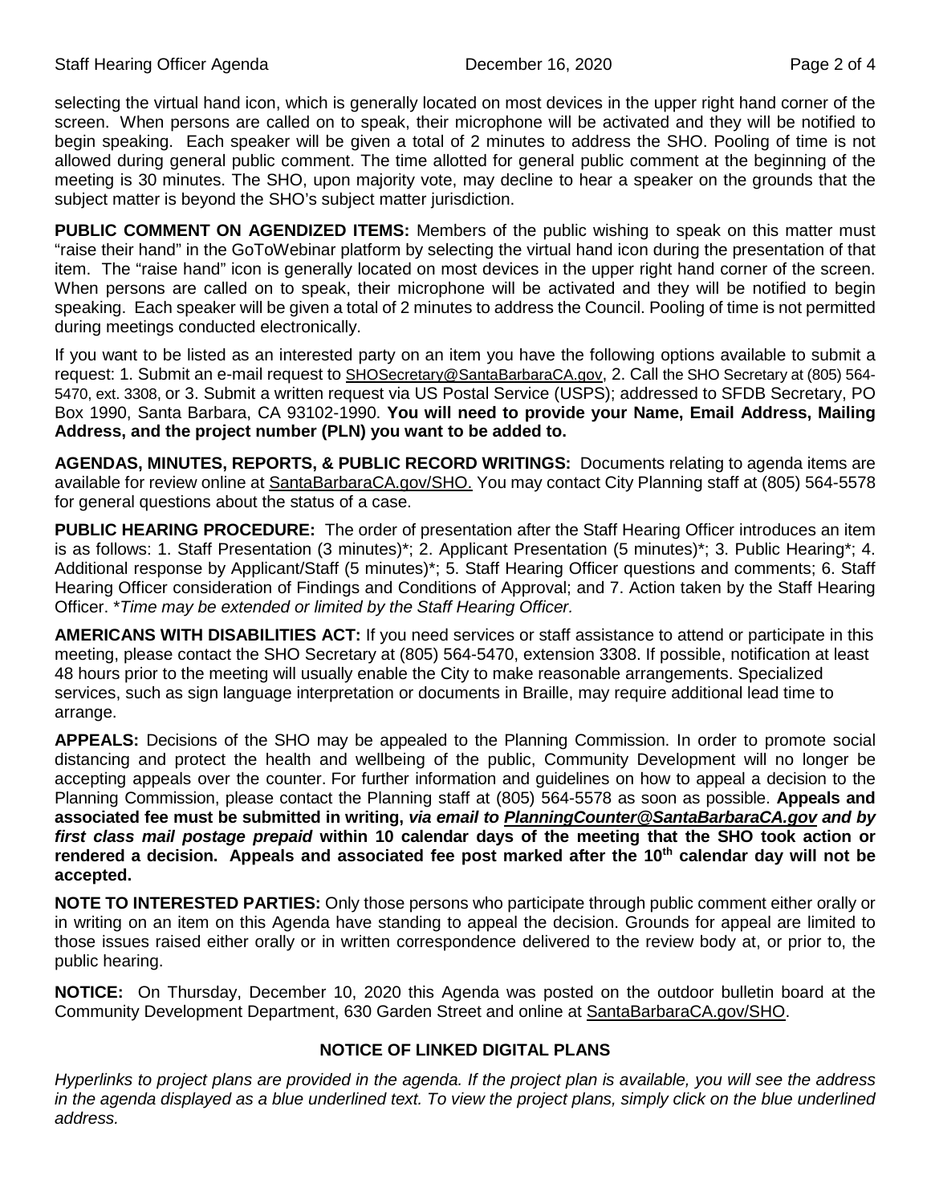selecting the virtual hand icon, which is generally located on most devices in the upper right hand corner of the screen. When persons are called on to speak, their microphone will be activated and they will be notified to begin speaking. Each speaker will be given a total of 2 minutes to address the SHO. Pooling of time is not allowed during general public comment. The time allotted for general public comment at the beginning of the meeting is 30 minutes. The SHO, upon majority vote, may decline to hear a speaker on the grounds that the subject matter is beyond the SHO's subject matter jurisdiction.

**PUBLIC COMMENT ON AGENDIZED ITEMS:** Members of the public wishing to speak on this matter must "raise their hand" in the GoToWebinar platform by selecting the virtual hand icon during the presentation of that item. The "raise hand" icon is generally located on most devices in the upper right hand corner of the screen. When persons are called on to speak, their microphone will be activated and they will be notified to begin speaking. Each speaker will be given a total of 2 minutes to address the Council. Pooling of time is not permitted during meetings conducted electronically.

If you want to be listed as an interested party on an item you have the following options available to submit a request: 1. Submit an e-mail request to SHOSecretary@SantaBarbaraCA.gov, 2. Call the SHO Secretary at (805) 564-5470, ext. 3308, or 3. Submit a written request via US Postal Service (USPS); addressed to SFDB Secretary, PO Box 1990, Santa Barbara, CA 93102-1990. **You will need to provide your Name, Email Address, Mailing Address, and the project number (PLN) you want to be added to.**

**AGENDAS, MINUTES, REPORTS, & PUBLIC RECORD WRITINGS:** Documents relating to agenda items are available for review online at SantaBarbaraCA.gov/SHO. You may contact City Planning staff at (805) 564-5578 for general questions about the status of a case.

**PUBLIC HEARING PROCEDURE:** The order of presentation after the Staff Hearing Officer introduces an item is as follows: 1. Staff Presentation (3 minutes)*; 2. Applicant Presentation (5 minutes)*; 3. Public Hearing*; 4. Additional response by Applicant/Staff (5 minutes)*; 5. Staff Hearing Officer questions and comments; 6. Staff Hearing Officer consideration of Findings and Conditions of Approval; and 7. Action taken by the Staff Hearing Officer. **Time may be extended or limited by the Staff Hearing Officer.*

**AMERICANS WITH DISABILITIES ACT:** If you need services or staff assistance to attend or participate in this meeting, please contact the SHO Secretary at (805) 564-5470, extension 3308. If possible, notification at least 48 hours prior to the meeting will usually enable the City to make reasonable arrangements. Specialized services, such as sign language interpretation or documents in Braille, may require additional lead time to arrange.

**APPEALS:** Decisions of the SHO may be appealed to the Planning Commission. In order to promote social distancing and protect the health and wellbeing of the public, Community Development will no longer be accepting appeals over the counter. For further information and guidelines on how to appeal a decision to the Planning Commission, please contact the Planning staff at (805) 564-5578 as soon as possible. **Appeals and associated fee must be submitted in writing, *via email to PlanningCounter@SantaBarbaraCA.gov and by first class mail postage prepaid* within 10 calendar days of the meeting that the SHO took action or rendered a decision. Appeals and associated fee post marked after the 10th calendar day will not be accepted.**

**NOTE TO INTERESTED PARTIES:** Only those persons who participate through public comment either orally or in writing on an item on this Agenda have standing to appeal the decision. Grounds for appeal are limited to those issues raised either orally or in written correspondence delivered to the review body at, or prior to, the public hearing.

**NOTICE:** On Thursday, December 10, 2020 this Agenda was posted on the outdoor bulletin board at the Community Development Department, 630 Garden Street and online at SantaBarbaraCA.gov/SHO.

## NOTICE OF LINKED DIGITAL PLANS

*Hyperlinks to project plans are provided in the agenda. If the project plan is available, you will see the address in the agenda displayed as a blue underlined text. To view the project plans, simply click on the blue underlined address.*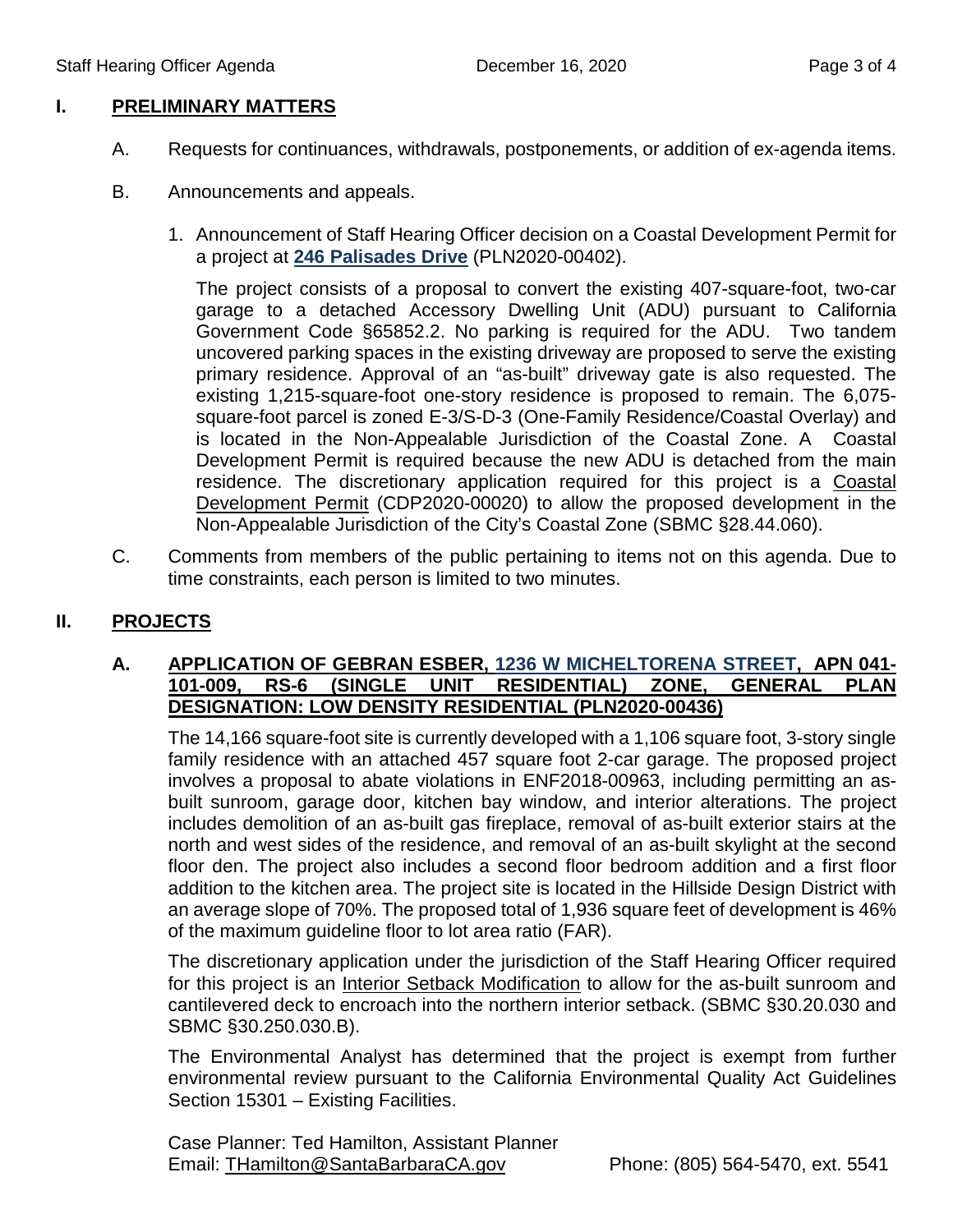## I. PRELIMINARY MATTERS

A. Requests for continuances, withdrawals, postponements, or addition of ex-agenda items.

B. Announcements and appeals.

1. Announcement of Staff Hearing Officer decision on a Coastal Development Permit for a project at **246 Palisades Drive** (PLN2020-00402).

   The project consists of a proposal to convert the existing 407-square-foot, two-car garage to a detached Accessory Dwelling Unit (ADU) pursuant to California Government Code §65852.2. No parking is required for the ADU. Two tandem uncovered parking spaces in the existing driveway are proposed to serve the existing primary residence. Approval of an "as-built" driveway gate is also requested. The existing 1,215-square-foot one-story residence is proposed to remain. The 6,075-square-foot parcel is zoned E-3/S-D-3 (One-Family Residence/Coastal Overlay) and is located in the Non-Appealable Jurisdiction of the Coastal Zone. A Coastal Development Permit is required because the new ADU is detached from the main residence. The discretionary application required for this project is a Coastal Development Permit (CDP2020-00020) to allow the proposed development in the Non-Appealable Jurisdiction of the City's Coastal Zone (SBMC §28.44.060).

C. Comments from members of the public pertaining to items not on this agenda. Due to time constraints, each person is limited to two minutes.

## II. PROJECTS

### A. APPLICATION OF GEBRAN ESBER, 1236 W MICHELTORENA STREET, APN 041-101-009, RS-6 (SINGLE UNIT RESIDENTIAL) ZONE, GENERAL PLAN DESIGNATION: LOW DENSITY RESIDENTIAL (PLN2020-00436)

The 14,166 square-foot site is currently developed with a 1,106 square foot, 3-story single family residence with an attached 457 square foot 2-car garage. The proposed project involves a proposal to abate violations in ENF2018-00963, including permitting an as-built sunroom, garage door, kitchen bay window, and interior alterations. The project includes demolition of an as-built gas fireplace, removal of as-built exterior stairs at the north and west sides of the residence, and removal of an as-built skylight at the second floor den. The project also includes a second floor bedroom addition and a first floor addition to the kitchen area. The project site is located in the Hillside Design District with an average slope of 70%. The proposed total of 1,936 square feet of development is 46% of the maximum guideline floor to lot area ratio (FAR).

The discretionary application under the jurisdiction of the Staff Hearing Officer required for this project is an Interior Setback Modification to allow for the as-built sunroom and cantilevered deck to encroach into the northern interior setback. (SBMC §30.20.030 and SBMC §30.250.030.B).

The Environmental Analyst has determined that the project is exempt from further environmental review pursuant to the California Environmental Quality Act Guidelines Section 15301 – Existing Facilities.

Case Planner: Ted Hamilton, Assistant Planner
Email: THamilton@SantaBarbaraCA.gov Phone: (805) 564-5470, ext. 5541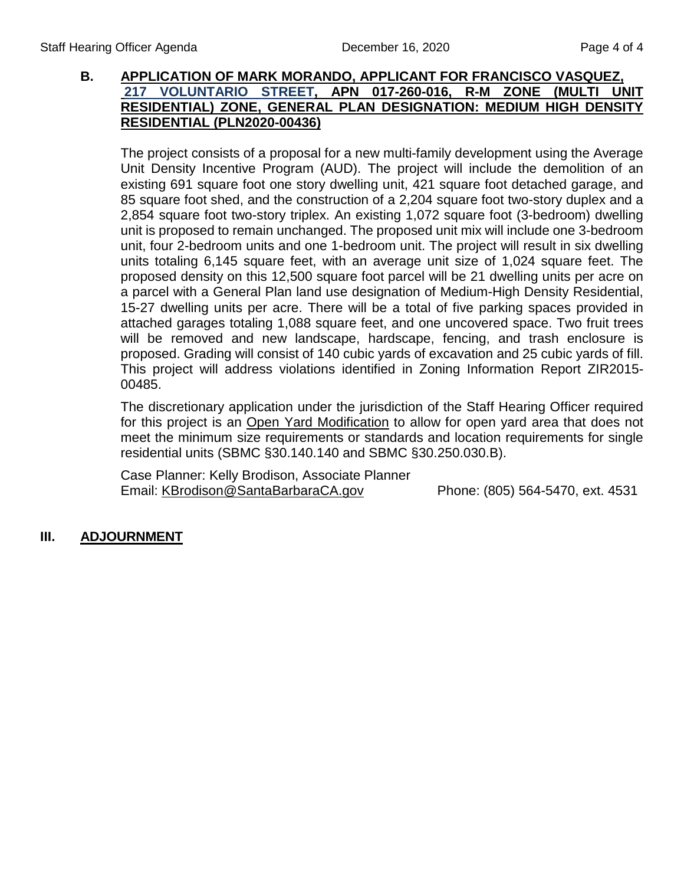**B. APPLICATION OF MARK MORANDO, APPLICANT FOR FRANCISCO VASQUEZ, 217 VOLUNTARIO STREET, APN 017-260-016, R-M ZONE (MULTI UNIT RESIDENTIAL) ZONE, GENERAL PLAN DESIGNATION: MEDIUM HIGH DENSITY RESIDENTIAL (PLN2020-00436)**

The project consists of a proposal for a new multi-family development using the Average Unit Density Incentive Program (AUD). The project will include the demolition of an existing 691 square foot one story dwelling unit, 421 square foot detached garage, and 85 square foot shed, and the construction of a 2,204 square foot two-story duplex and a 2,854 square foot two-story triplex. An existing 1,072 square foot (3-bedroom) dwelling unit is proposed to remain unchanged. The proposed unit mix will include one 3-bedroom unit, four 2-bedroom units and one 1-bedroom unit. The project will result in six dwelling units totaling 6,145 square feet, with an average unit size of 1,024 square feet. The proposed density on this 12,500 square foot parcel will be 21 dwelling units per acre on a parcel with a General Plan land use designation of Medium-High Density Residential, 15-27 dwelling units per acre. There will be a total of five parking spaces provided in attached garages totaling 1,088 square feet, and one uncovered space. Two fruit trees will be removed and new landscape, hardscape, fencing, and trash enclosure is proposed. Grading will consist of 140 cubic yards of excavation and 25 cubic yards of fill. This project will address violations identified in Zoning Information Report ZIR2015-00485.

The discretionary application under the jurisdiction of the Staff Hearing Officer required for this project is an Open Yard Modification to allow for open yard area that does not meet the minimum size requirements or standards and location requirements for single residential units (SBMC §30.140.140 and SBMC §30.250.030.B).

Case Planner: Kelly Brodison, Associate Planner
Email: KBrodison@SantaBarbaraCA.gov Phone: (805) 564-5470, ext. 4531

## III. ADJOURNMENT